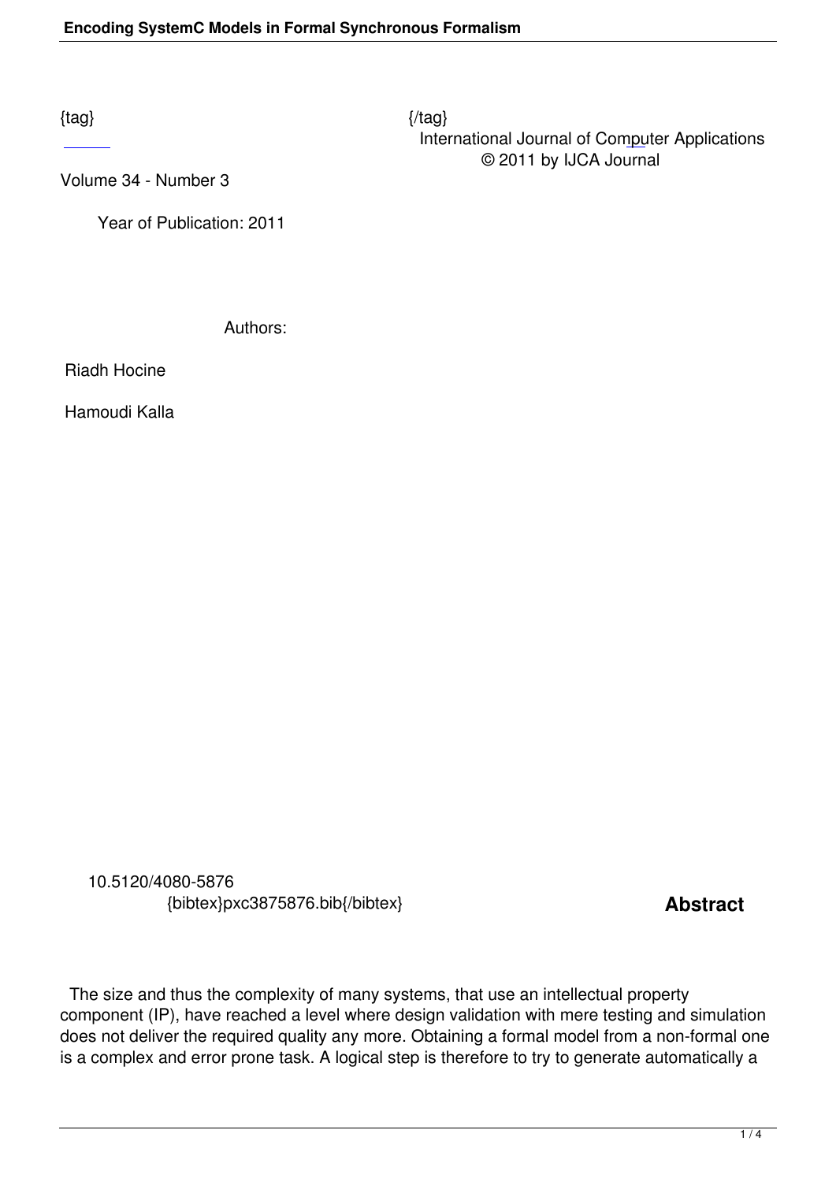{tag} {/tag}

International Journal of Computer Applications
© 2011 by IJCA Journal

Volume 34 - Number 3

Year of Publication: 2011

Authors:

Riadh Hocine

Hamoudi Kalla

10.5120/4080-5876
{bibtex}pxc3875876.bib{/bibtex}

## Abstract

The size and thus the complexity of many systems, that use an intellectual property component (IP), have reached a level where design validation with mere testing and simulation does not deliver the required quality any more. Obtaining a formal model from a non-formal one is a complex and error prone task. A logical step is therefore to try to generate automatically a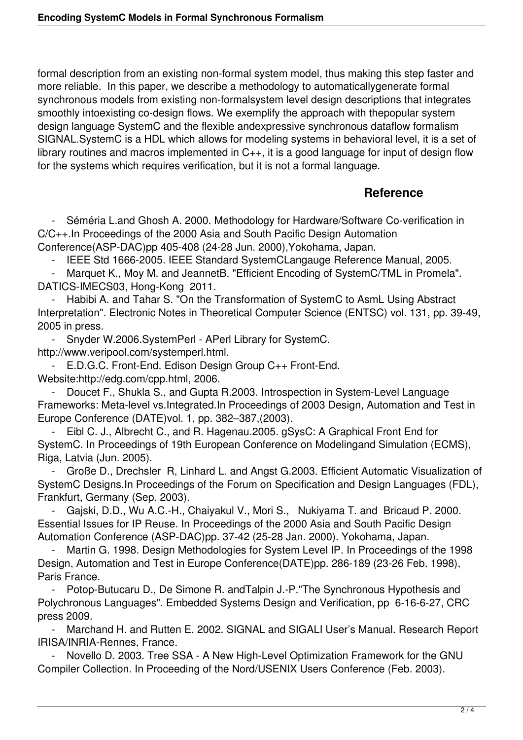formal description from an existing non-formal system model, thus making this step faster and more reliable. In this paper, we describe a methodology to automaticallygenerate formal synchronous models from existing non-formalsystem level design descriptions that integrates smoothly intoexisting co-design flows. We exemplify the approach with thepopular system design language SystemC and the flexible andexpressive synchronous dataflow formalism SIGNAL.SystemC is a HDL which allows for modeling systems in behavioral level, it is a set of library routines and macros implemented in C++, it is a good language for input of design flow for the systems which requires verification, but it is not a formal language.

## Reference

- Séméria L.and Ghosh A. 2000. Methodology for Hardware/Software Co-verification in C/C++.In Proceedings of the 2000 Asia and South Pacific Design Automation Conference(ASP-DAC)pp 405-408 (24-28 Jun. 2000),Yokohama, Japan.
- IEEE Std 1666-2005. IEEE Standard SystemCLangauge Reference Manual, 2005.
- Marquet K., Moy M. and JeannetB. "Efficient Encoding of SystemC/TML in Promela". DATICS-IMECS03, Hong-Kong 2011.
- Habibi A. and Tahar S. "On the Transformation of SystemC to AsmL Using Abstract Interpretation". Electronic Notes in Theoretical Computer Science (ENTSC) vol. 131, pp. 39-49, 2005 in press.
- Snyder W.2006.SystemPerl - APerl Library for SystemC. http://www.veripool.com/systemperl.html.
- E.D.G.C. Front-End. Edison Design Group C++ Front-End. Website:http://edg.com/cpp.html, 2006.
- Doucet F., Shukla S., and Gupta R.2003. Introspection in System-Level Language Frameworks: Meta-level vs.Integrated.In Proceedings of 2003 Design, Automation and Test in Europe Conference (DATE)vol. 1, pp. 382–387,(2003).
- Eibl C. J., Albrecht C., and R. Hagenau.2005. gSysC: A Graphical Front End for SystemC. In Proceedings of 19th European Conference on Modelingand Simulation (ECMS), Riga, Latvia (Jun. 2005).
- Große D., Drechsler R, Linhard L. and Angst G.2003. Efficient Automatic Visualization of SystemC Designs.In Proceedings of the Forum on Specification and Design Languages (FDL), Frankfurt, Germany (Sep. 2003).
- Gajski, D.D., Wu A.C.-H., Chaiyakul V., Mori S., Nukiyama T. and Bricaud P. 2000. Essential Issues for IP Reuse. In Proceedings of the 2000 Asia and South Pacific Design Automation Conference (ASP-DAC)pp. 37-42 (25-28 Jan. 2000). Yokohama, Japan.
- Martin G. 1998. Design Methodologies for System Level IP. In Proceedings of the 1998 Design, Automation and Test in Europe Conference(DATE)pp. 286-189 (23-26 Feb. 1998), Paris France.
- Potop-Butucaru D., De Simone R. andTalpin J.-P."The Synchronous Hypothesis and Polychronous Languages". Embedded Systems Design and Verification, pp 6-16-6-27, CRC press 2009.
- Marchand H. and Rutten E. 2002. SIGNAL and SIGALI User's Manual. Research Report IRISA/INRIA-Rennes, France.
- Novello D. 2003. Tree SSA - A New High-Level Optimization Framework for the GNU Compiler Collection. In Proceeding of the Nord/USENIX Users Conference (Feb. 2003).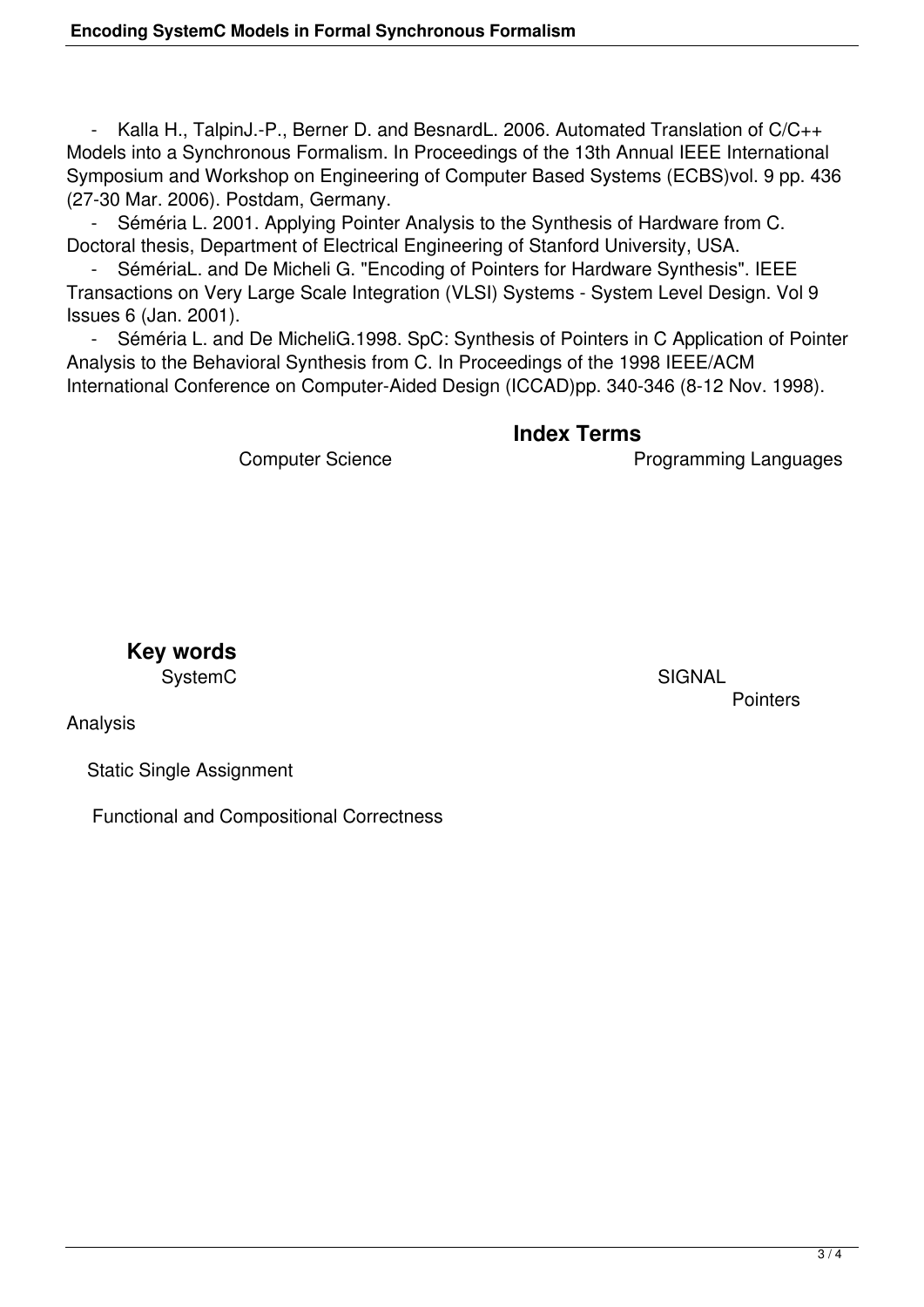- Kalla H., TalpinJ.-P., Berner D. and BesnardL. 2006. Automated Translation of C/C++ Models into a Synchronous Formalism. In Proceedings of the 13th Annual IEEE International Symposium and Workshop on Engineering of Computer Based Systems (ECBS)vol. 9 pp. 436 (27-30 Mar. 2006). Postdam, Germany.
- Séméria L. 2001. Applying Pointer Analysis to the Synthesis of Hardware from C. Doctoral thesis, Department of Electrical Engineering of Stanford University, USA.
- SémériaL. and De Micheli G. "Encoding of Pointers for Hardware Synthesis". IEEE Transactions on Very Large Scale Integration (VLSI) Systems - System Level Design. Vol 9 Issues 6 (Jan. 2001).
- Séméria L. and De MicheliG.1998. SpC: Synthesis of Pointers in C Application of Pointer Analysis to the Behavioral Synthesis from C. In Proceedings of the 1998 IEEE/ACM International Conference on Computer-Aided Design (ICCAD)pp. 340-346 (8-12 Nov. 1998).

## Index Terms

Computer Science

Programming Languages

## Key words

SystemC

SIGNAL

Pointers Analysis

Static Single Assignment

Functional and Compositional Correctness